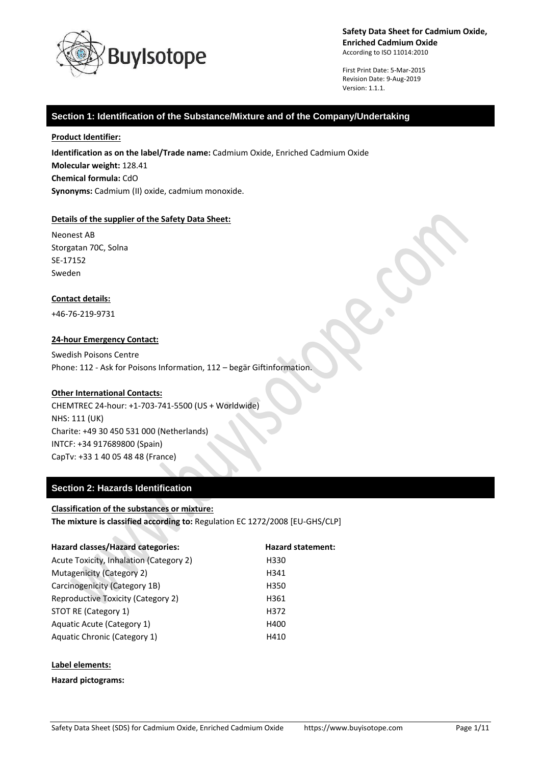**Safety Data Sheet for Cadmium Oxide, Enriched Cadmium Oxide**
According to ISO 11014:2010

First Print Date: 5-Mar-2015
Revision Date: 9-Aug-2019
Version: 1.1.1.

## Section 1: Identification of the Substance/Mixture and of the Company/Undertaking

**Product Identifier:**

**Identification as on the label/Trade name:** Cadmium Oxide, Enriched Cadmium Oxide
**Molecular weight:** 128.41
**Chemical formula:** CdO
**Synonyms:** Cadmium (II) oxide, cadmium monoxide.

**Details of the supplier of the Safety Data Sheet:**

Neonest AB
Storgatan 70C, Solna
SE-17152
Sweden

**Contact details:**

+46-76-219-9731

**24-hour Emergency Contact:**

Swedish Poisons Centre
Phone: 112 - Ask for Poisons Information, 112 – begär Giftinformation.

**Other International Contacts:**

CHEMTREC 24-hour: +1-703-741-5500 (US + Worldwide)
NHS: 111 (UK)
Charite: +49 30 450 531 000 (Netherlands)
INTCF: +34 917689800 (Spain)
CapTv: +33 1 40 05 48 48 (France)

## Section 2: Hazards Identification

**Classification of the substances or mixture:**
**The mixture is classified according to:** Regulation EC 1272/2008 [EU-GHS/CLP]

| Hazard classes/Hazard categories: | Hazard statement: |
|---|---|
| Acute Toxicity, Inhalation (Category 2) | H330 |
| Mutagenicity (Category 2) | H341 |
| Carcinogenicity (Category 1B) | H350 |
| Reproductive Toxicity (Category 2) | H361 |
| STOT RE (Category 1) | H372 |
| Aquatic Acute (Category 1) | H400 |
| Aquatic Chronic (Category 1) | H410 |

**Label elements:**

**Hazard pictograms:**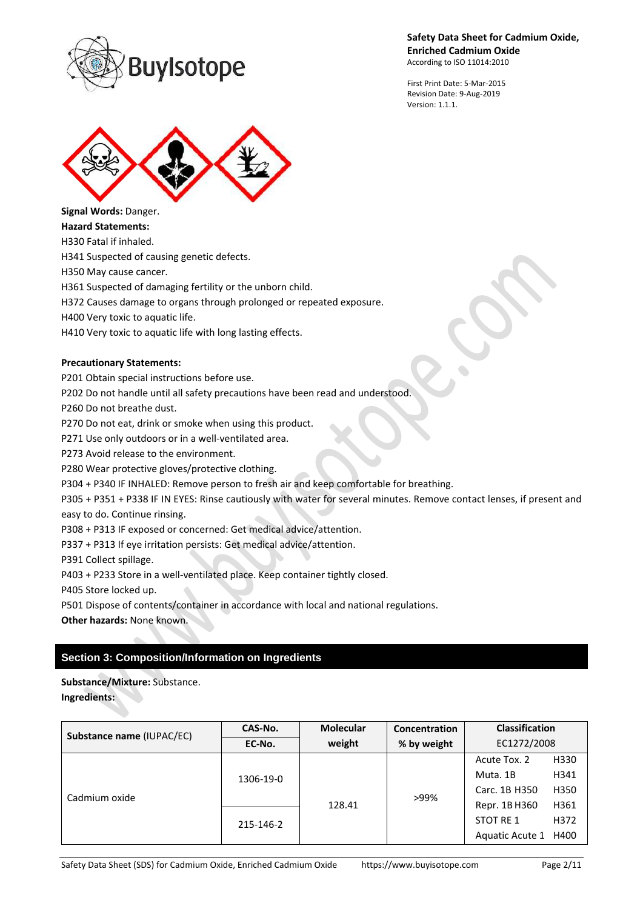**Signal Words:** Danger.

**Hazard Statements:**

H330 Fatal if inhaled.

H341 Suspected of causing genetic defects.

H350 May cause cancer.

H361 Suspected of damaging fertility or the unborn child.

H372 Causes damage to organs through prolonged or repeated exposure.

H400 Very toxic to aquatic life.

H410 Very toxic to aquatic life with long lasting effects.

**Precautionary Statements:**

P201 Obtain special instructions before use.

P202 Do not handle until all safety precautions have been read and understood.

P260 Do not breathe dust.

P270 Do not eat, drink or smoke when using this product.

P271 Use only outdoors or in a well-ventilated area.

P273 Avoid release to the environment.

P280 Wear protective gloves/protective clothing.

P304 + P340 IF INHALED: Remove person to fresh air and keep comfortable for breathing.

P305 + P351 + P338 IF IN EYES: Rinse cautiously with water for several minutes. Remove contact lenses, if present and easy to do. Continue rinsing.

P308 + P313 IF exposed or concerned: Get medical advice/attention.

P337 + P313 If eye irritation persists: Get medical advice/attention.

P391 Collect spillage.

P403 + P233 Store in a well-ventilated place. Keep container tightly closed.

P405 Store locked up.

P501 Dispose of contents/container in accordance with local and national regulations.

**Other hazards:** None known.

## Section 3: Composition/Information on Ingredients

**Substance/Mixture:** Substance.

**Ingredients:**

| Substance name (IUPAC/EC) | CAS-No. / EC-No. | Molecular weight | Concentration % by weight | Classification EC1272/2008 | |
|---|---|---|---|---|---|
| Cadmium oxide | 1306-19-0 / 215-146-2 | 128.41 | >99% | Acute Tox. 2 | H330 |
| | | | | Muta. 1B | H341 |
| | | | | Carc. 1B H350 | H350 |
| | | | | Repr. 1B H360 | H361 |
| | | | | STOT RE 1 | H372 |
| | | | | Aquatic Acute 1 | H400 |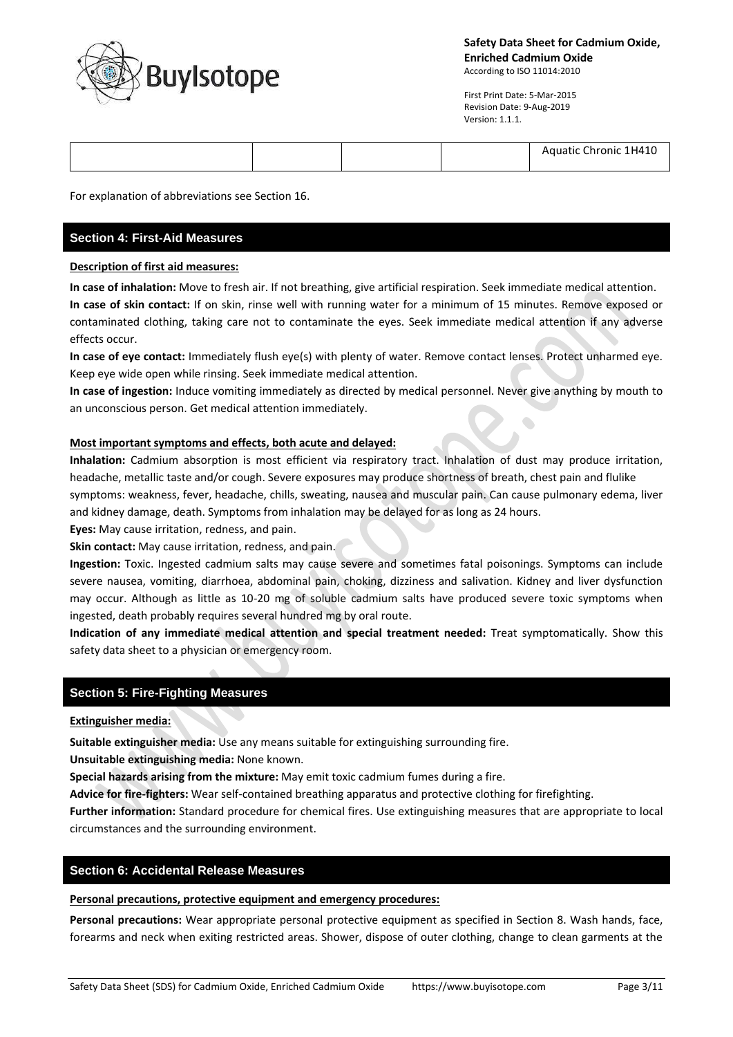| | | | | Aquatic Chronic 1H410 |
|---|---|---|---|---|

For explanation of abbreviations see Section 16.

## Section 4: First-Aid Measures

**Description of first aid measures:**

**In case of inhalation:** Move to fresh air. If not breathing, give artificial respiration. Seek immediate medical attention.

**In case of skin contact:** If on skin, rinse well with running water for a minimum of 15 minutes. Remove exposed or contaminated clothing, taking care not to contaminate the eyes. Seek immediate medical attention if any adverse effects occur.

**In case of eye contact:** Immediately flush eye(s) with plenty of water. Remove contact lenses. Protect unharmed eye. Keep eye wide open while rinsing. Seek immediate medical attention.

**In case of ingestion:** Induce vomiting immediately as directed by medical personnel. Never give anything by mouth to an unconscious person. Get medical attention immediately.

**Most important symptoms and effects, both acute and delayed:**

**Inhalation:** Cadmium absorption is most efficient via respiratory tract. Inhalation of dust may produce irritation, headache, metallic taste and/or cough. Severe exposures may produce shortness of breath, chest pain and flulike symptoms: weakness, fever, headache, chills, sweating, nausea and muscular pain. Can cause pulmonary edema, liver and kidney damage, death. Symptoms from inhalation may be delayed for as long as 24 hours.

**Eyes:** May cause irritation, redness, and pain.

**Skin contact:** May cause irritation, redness, and pain.

**Ingestion:** Toxic. Ingested cadmium salts may cause severe and sometimes fatal poisonings. Symptoms can include severe nausea, vomiting, diarrhoea, abdominal pain, choking, dizziness and salivation. Kidney and liver dysfunction may occur. Although as little as 10-20 mg of soluble cadmium salts have produced severe toxic symptoms when ingested, death probably requires several hundred mg by oral route.

**Indication of any immediate medical attention and special treatment needed:** Treat symptomatically. Show this safety data sheet to a physician or emergency room.

## Section 5: Fire-Fighting Measures

**Extinguisher media:**

**Suitable extinguisher media:** Use any means suitable for extinguishing surrounding fire.

**Unsuitable extinguishing media:** None known.

**Special hazards arising from the mixture:** May emit toxic cadmium fumes during a fire.

**Advice for fire-fighters:** Wear self-contained breathing apparatus and protective clothing for firefighting.

**Further information:** Standard procedure for chemical fires. Use extinguishing measures that are appropriate to local circumstances and the surrounding environment.

## Section 6: Accidental Release Measures

**Personal precautions, protective equipment and emergency procedures:**

**Personal precautions:** Wear appropriate personal protective equipment as specified in Section 8. Wash hands, face, forearms and neck when exiting restricted areas. Shower, dispose of outer clothing, change to clean garments at the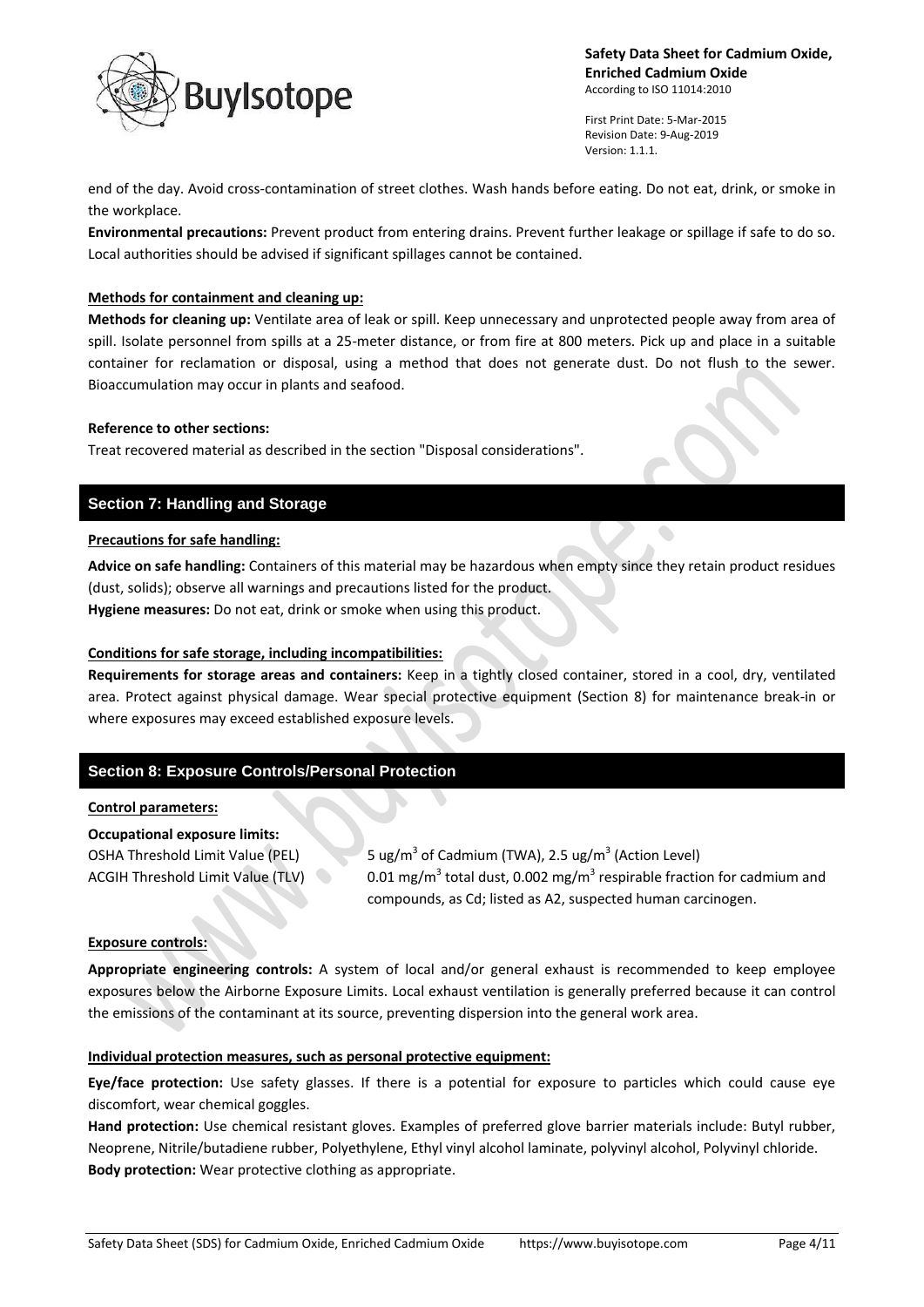end of the day. Avoid cross-contamination of street clothes. Wash hands before eating. Do not eat, drink, or smoke in the workplace.

**Environmental precautions:** Prevent product from entering drains. Prevent further leakage or spillage if safe to do so. Local authorities should be advised if significant spillages cannot be contained.

**Methods for containment and cleaning up:**

**Methods for cleaning up:** Ventilate area of leak or spill. Keep unnecessary and unprotected people away from area of spill. Isolate personnel from spills at a 25-meter distance, or from fire at 800 meters. Pick up and place in a suitable container for reclamation or disposal, using a method that does not generate dust. Do not flush to the sewer. Bioaccumulation may occur in plants and seafood.

**Reference to other sections:**

Treat recovered material as described in the section "Disposal considerations".

## Section 7: Handling and Storage

**Precautions for safe handling:**

**Advice on safe handling:** Containers of this material may be hazardous when empty since they retain product residues (dust, solids); observe all warnings and precautions listed for the product.
**Hygiene measures:** Do not eat, drink or smoke when using this product.

**Conditions for safe storage, including incompatibilities:**

**Requirements for storage areas and containers:** Keep in a tightly closed container, stored in a cool, dry, ventilated area. Protect against physical damage. Wear special protective equipment (Section 8) for maintenance break-in or where exposures may exceed established exposure levels.

## Section 8: Exposure Controls/Personal Protection

**Control parameters:**

**Occupational exposure limits:**

| | |
|---|---|
| OSHA Threshold Limit Value (PEL) | 5 ug/$m^3$ of Cadmium (TWA), 2.5 ug/$m^3$ (Action Level) |
| ACGIH Threshold Limit Value (TLV) | 0.01 mg/$m^3$ total dust, 0.002 mg/$m^3$ respirable fraction for cadmium and compounds, as Cd; listed as A2, suspected human carcinogen. |

**Exposure controls:**

**Appropriate engineering controls:** A system of local and/or general exhaust is recommended to keep employee exposures below the Airborne Exposure Limits. Local exhaust ventilation is generally preferred because it can control the emissions of the contaminant at its source, preventing dispersion into the general work area.

**Individual protection measures, such as personal protective equipment:**

**Eye/face protection:** Use safety glasses. If there is a potential for exposure to particles which could cause eye discomfort, wear chemical goggles.
**Hand protection:** Use chemical resistant gloves. Examples of preferred glove barrier materials include: Butyl rubber, Neoprene, Nitrile/butadiene rubber, Polyethylene, Ethyl vinyl alcohol laminate, polyvinyl alcohol, Polyvinyl chloride.
**Body protection:** Wear protective clothing as appropriate.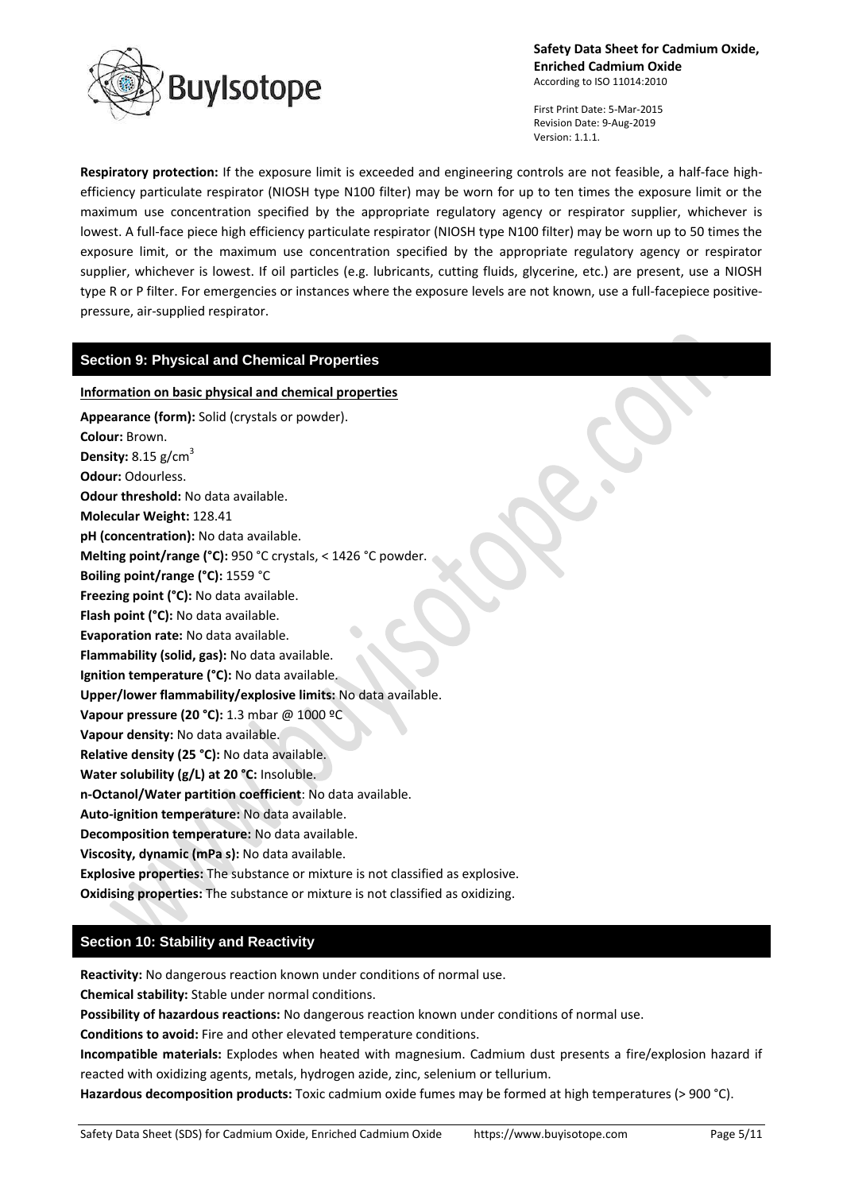**Respiratory protection:** If the exposure limit is exceeded and engineering controls are not feasible, a half-face high-efficiency particulate respirator (NIOSH type N100 filter) may be worn for up to ten times the exposure limit or the maximum use concentration specified by the appropriate regulatory agency or respirator supplier, whichever is lowest. A full-face piece high efficiency particulate respirator (NIOSH type N100 filter) may be worn up to 50 times the exposure limit, or the maximum use concentration specified by the appropriate regulatory agency or respirator supplier, whichever is lowest. If oil particles (e.g. lubricants, cutting fluids, glycerine, etc.) are present, use a NIOSH type R or P filter. For emergencies or instances where the exposure levels are not known, use a full-facepiece positive-pressure, air-supplied respirator.

## Section 9: Physical and Chemical Properties

**Information on basic physical and chemical properties**

**Appearance (form):** Solid (crystals or powder).
**Colour:** Brown.
**Density:** 8.15 g/cm$^3$
**Odour:** Odourless.
**Odour threshold:** No data available.
**Molecular Weight:** 128.41
**pH (concentration):** No data available.
**Melting point/range (°C):** 950 °C crystals, < 1426 °C powder.
**Boiling point/range (°C):** 1559 °C
**Freezing point (°C):** No data available.
**Flash point (°C):** No data available.
**Evaporation rate:** No data available.
**Flammability (solid, gas):** No data available.
**Ignition temperature (°C):** No data available.
**Upper/lower flammability/explosive limits:** No data available.
**Vapour pressure (20 °C):** 1.3 mbar @ 1000 ºC
**Vapour density:** No data available.
**Relative density (25 °C):** No data available.
**Water solubility (g/L) at 20 °C:** Insoluble.
**n-Octanol/Water partition coefficient**: No data available.
**Auto-ignition temperature:** No data available.
**Decomposition temperature:** No data available.
**Viscosity, dynamic (mPa s):** No data available.
**Explosive properties:** The substance or mixture is not classified as explosive.
**Oxidising properties:** The substance or mixture is not classified as oxidizing.

## Section 10: Stability and Reactivity

**Reactivity:** No dangerous reaction known under conditions of normal use.
**Chemical stability:** Stable under normal conditions.
**Possibility of hazardous reactions:** No dangerous reaction known under conditions of normal use.
**Conditions to avoid:** Fire and other elevated temperature conditions.
**Incompatible materials:** Explodes when heated with magnesium. Cadmium dust presents a fire/explosion hazard if reacted with oxidizing agents, metals, hydrogen azide, zinc, selenium or tellurium.
**Hazardous decomposition products:** Toxic cadmium oxide fumes may be formed at high temperatures (> 900 °C).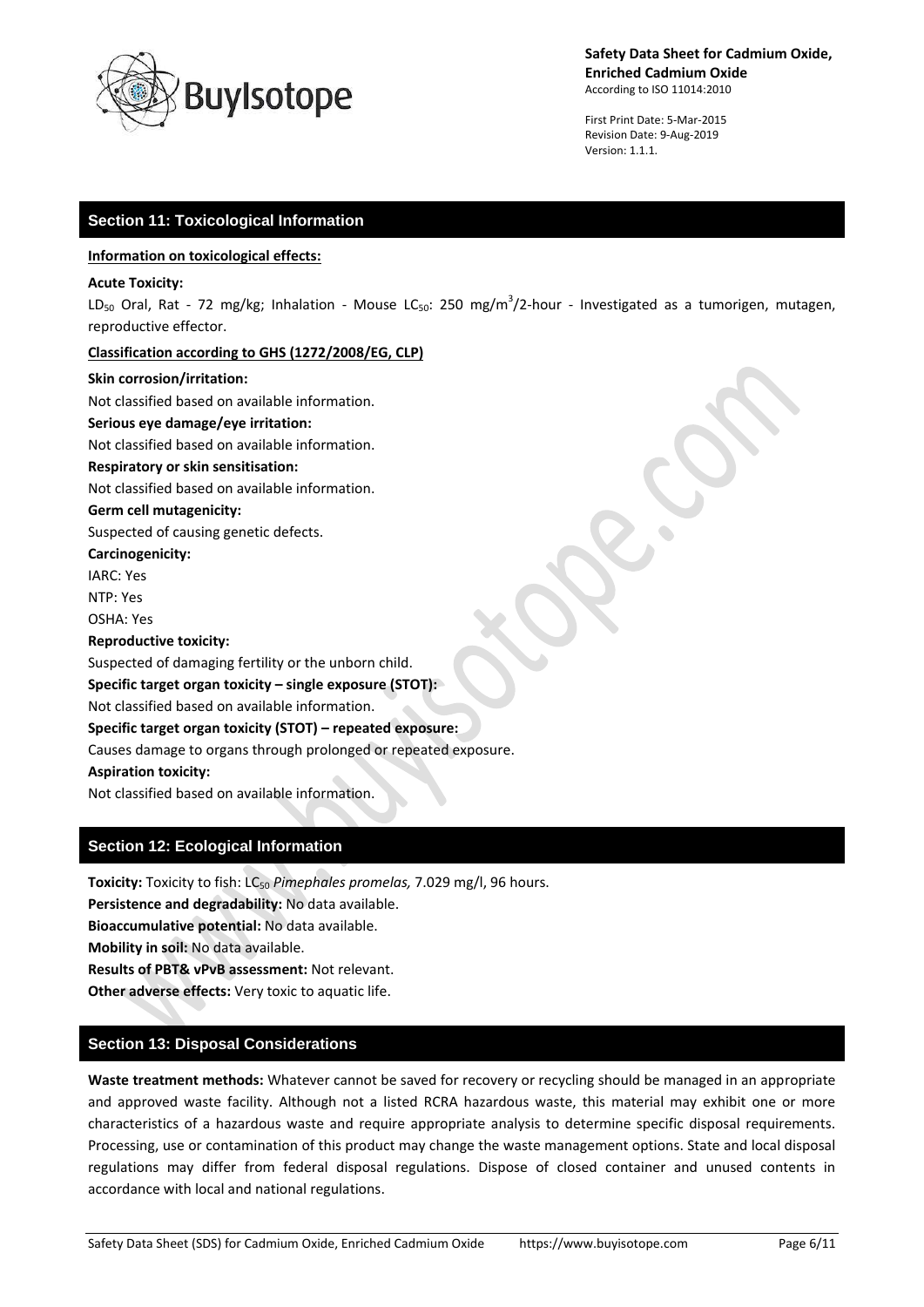## Section 11: Toxicological Information

**Information on toxicological effects:**

**Acute Toxicity:**

$LD_{50}$ Oral, Rat - 72 mg/kg; Inhalation - Mouse $LC_{50}$: 250 $mg/m^3$/2-hour - Investigated as a tumorigen, mutagen, reproductive effector.

**Classification according to GHS (1272/2008/EG, CLP)**

**Skin corrosion/irritation:**

Not classified based on available information.

**Serious eye damage/eye irritation:**

Not classified based on available information.

**Respiratory or skin sensitisation:**

Not classified based on available information.

**Germ cell mutagenicity:**

Suspected of causing genetic defects.

**Carcinogenicity:**

IARC: Yes

NTP: Yes

OSHA: Yes

**Reproductive toxicity:**

Suspected of damaging fertility or the unborn child.

**Specific target organ toxicity – single exposure (STOT):**

Not classified based on available information.

**Specific target organ toxicity (STOT) – repeated exposure:**

Causes damage to organs through prolonged or repeated exposure.

**Aspiration toxicity:**

Not classified based on available information.

## Section 12: Ecological Information

**Toxicity:** Toxicity to fish: $LC_{50}$ *Pimephales promelas,* 7.029 mg/l, 96 hours.

**Persistence and degradability:** No data available.

**Bioaccumulative potential:** No data available.

**Mobility in soil:** No data available.

**Results of PBT& vPvB assessment:** Not relevant.

**Other adverse effects:** Very toxic to aquatic life.

## Section 13: Disposal Considerations

**Waste treatment methods:** Whatever cannot be saved for recovery or recycling should be managed in an appropriate and approved waste facility. Although not a listed RCRA hazardous waste, this material may exhibit one or more characteristics of a hazardous waste and require appropriate analysis to determine specific disposal requirements. Processing, use or contamination of this product may change the waste management options. State and local disposal regulations may differ from federal disposal regulations. Dispose of closed container and unused contents in accordance with local and national regulations.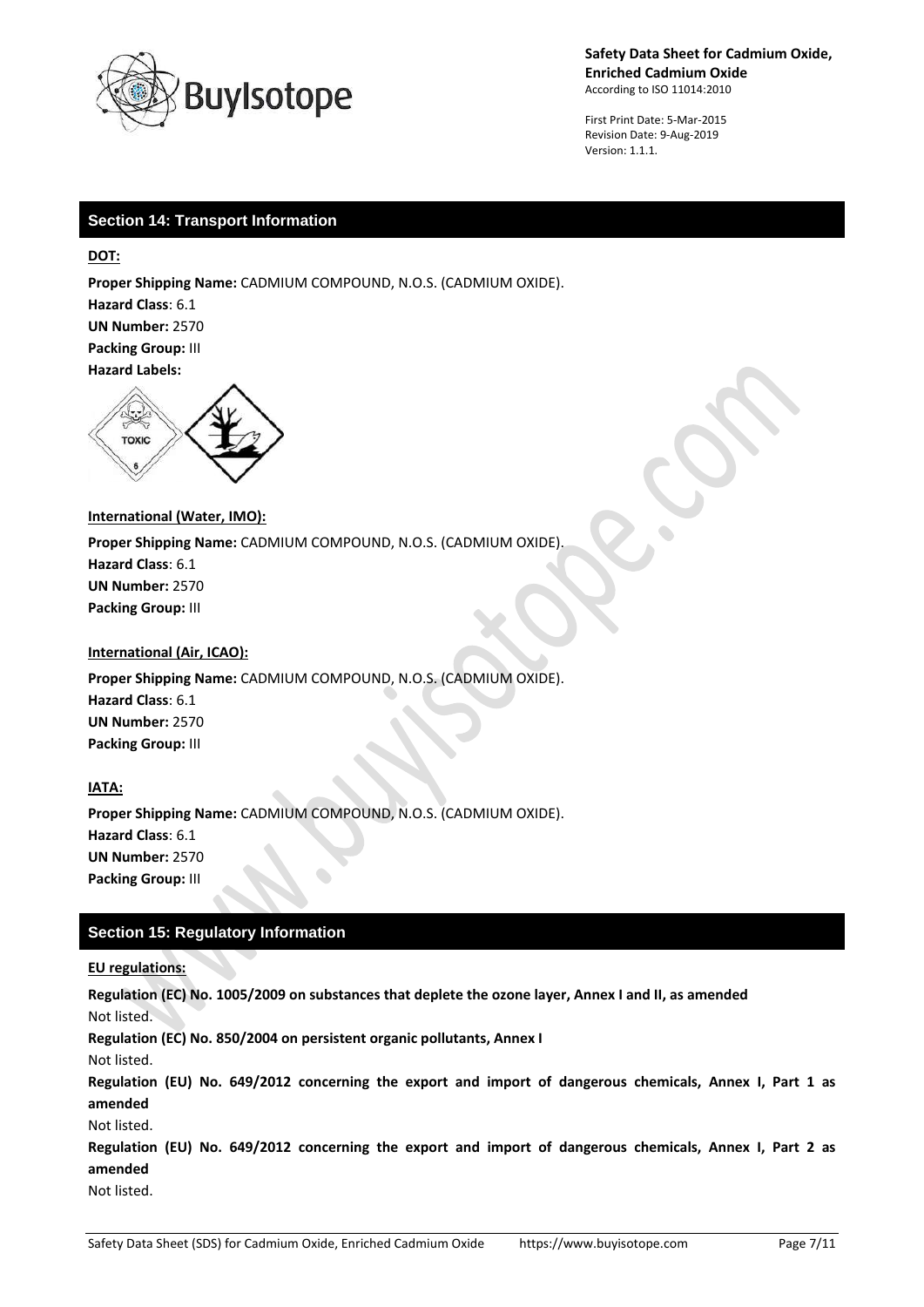## Section 14: Transport Information

**DOT:**

**Proper Shipping Name:** CADMIUM COMPOUND, N.O.S. (CADMIUM OXIDE).
**Hazard Class**: 6.1
**UN Number:** 2570
**Packing Group:** III
**Hazard Labels:**

**International (Water, IMO):**

**Proper Shipping Name:** CADMIUM COMPOUND, N.O.S. (CADMIUM OXIDE).
**Hazard Class**: 6.1
**UN Number:** 2570
**Packing Group:** III

**International (Air, ICAO):**

**Proper Shipping Name:** CADMIUM COMPOUND, N.O.S. (CADMIUM OXIDE).
**Hazard Class**: 6.1
**UN Number:** 2570
**Packing Group:** III

**IATA:**

**Proper Shipping Name:** CADMIUM COMPOUND, N.O.S. (CADMIUM OXIDE).
**Hazard Class**: 6.1
**UN Number:** 2570
**Packing Group:** III

## Section 15: Regulatory Information

**EU regulations:**

**Regulation (EC) No. 1005/2009 on substances that deplete the ozone layer, Annex I and II, as amended**
Not listed.
**Regulation (EC) No. 850/2004 on persistent organic pollutants, Annex I**
Not listed.
**Regulation (EU) No. 649/2012 concerning the export and import of dangerous chemicals, Annex I, Part 1 as amended**
Not listed.
**Regulation (EU) No. 649/2012 concerning the export and import of dangerous chemicals, Annex I, Part 2 as amended**
Not listed.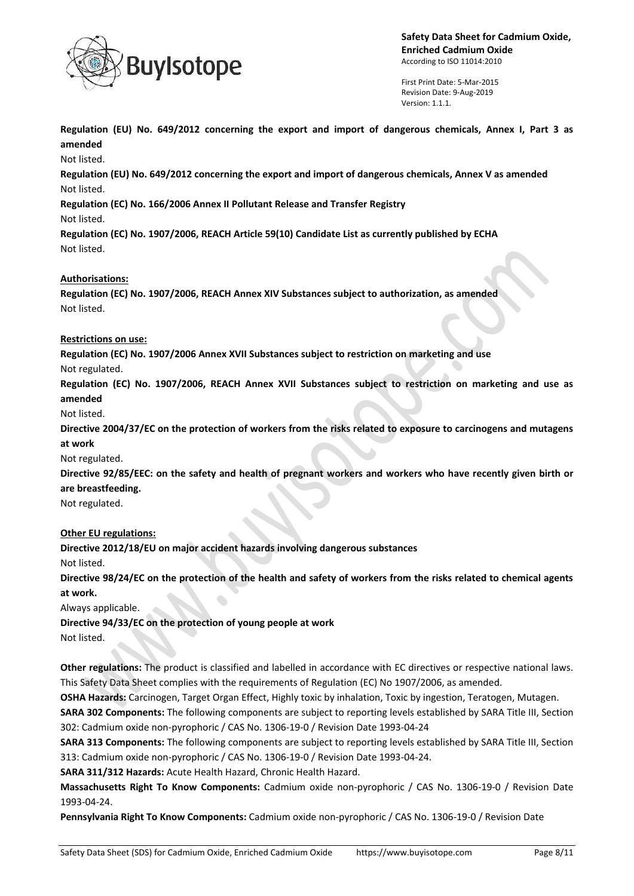**Regulation (EU) No. 649/2012 concerning the export and import of dangerous chemicals, Annex I, Part 3 as amended**

Not listed.

**Regulation (EU) No. 649/2012 concerning the export and import of dangerous chemicals, Annex V as amended**

Not listed.

**Regulation (EC) No. 166/2006 Annex II Pollutant Release and Transfer Registry**

Not listed.

**Regulation (EC) No. 1907/2006, REACH Article 59(10) Candidate List as currently published by ECHA**

Not listed.

**Authorisations:**

**Regulation (EC) No. 1907/2006, REACH Annex XIV Substances subject to authorization, as amended**

Not listed.

**Restrictions on use:**

**Regulation (EC) No. 1907/2006 Annex XVII Substances subject to restriction on marketing and use**

Not regulated.

**Regulation (EC) No. 1907/2006, REACH Annex XVII Substances subject to restriction on marketing and use as amended**

Not listed.

**Directive 2004/37/EC on the protection of workers from the risks related to exposure to carcinogens and mutagens at work**

Not regulated.

**Directive 92/85/EEC: on the safety and health of pregnant workers and workers who have recently given birth or are breastfeeding.**

Not regulated.

**Other EU regulations:**

**Directive 2012/18/EU on major accident hazards involving dangerous substances**

Not listed.

**Directive 98/24/EC on the protection of the health and safety of workers from the risks related to chemical agents at work.**

Always applicable.

**Directive 94/33/EC on the protection of young people at work**

Not listed.

**Other regulations:** The product is classified and labelled in accordance with EC directives or respective national laws. This Safety Data Sheet complies with the requirements of Regulation (EC) No 1907/2006, as amended.

**OSHA Hazards:** Carcinogen, Target Organ Effect, Highly toxic by inhalation, Toxic by ingestion, Teratogen, Mutagen.

**SARA 302 Components:** The following components are subject to reporting levels established by SARA Title III, Section 302: Cadmium oxide non-pyrophoric / CAS No. 1306-19-0 / Revision Date 1993-04-24

**SARA 313 Components:** The following components are subject to reporting levels established by SARA Title III, Section 313: Cadmium oxide non-pyrophoric / CAS No. 1306-19-0 / Revision Date 1993-04-24.

**SARA 311/312 Hazards:** Acute Health Hazard, Chronic Health Hazard.

**Massachusetts Right To Know Components:** Cadmium oxide non-pyrophoric / CAS No. 1306-19-0 / Revision Date 1993-04-24.

**Pennsylvania Right To Know Components:** Cadmium oxide non-pyrophoric / CAS No. 1306-19-0 / Revision Date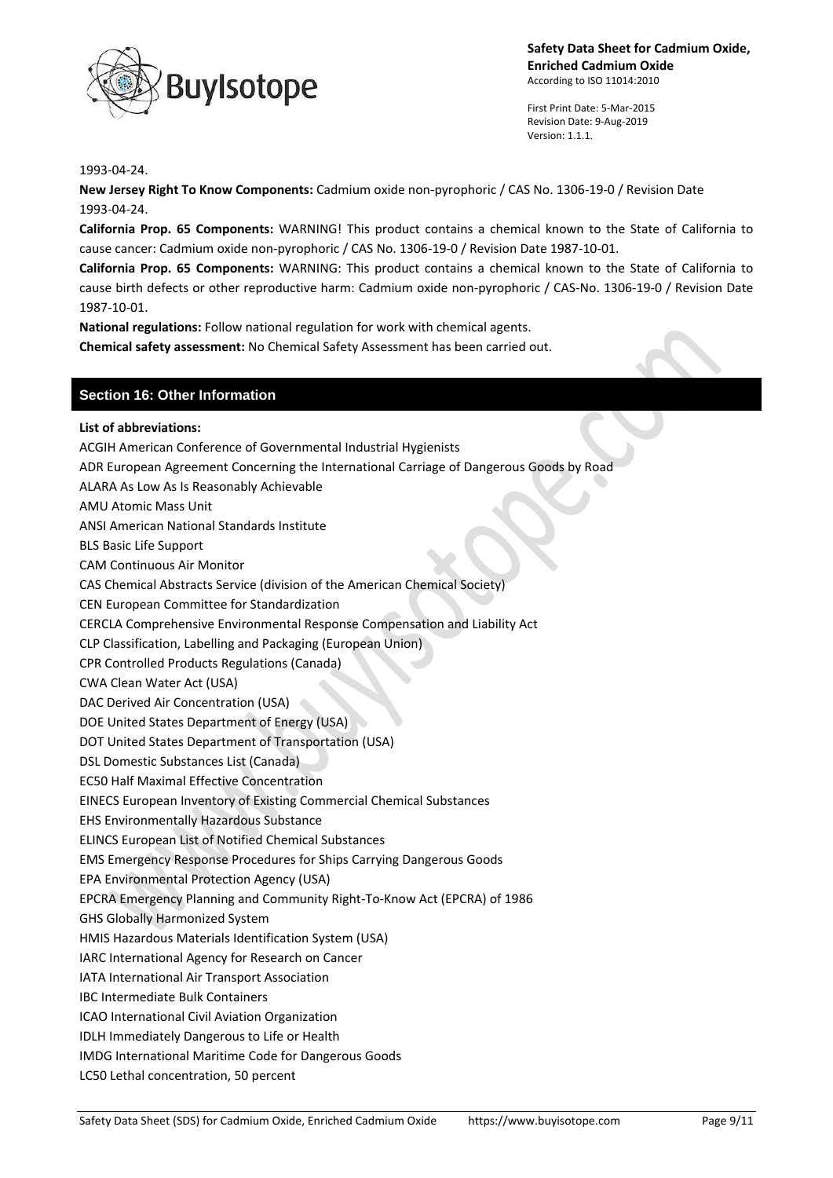1993-04-24.

**New Jersey Right To Know Components:** Cadmium oxide non-pyrophoric / CAS No. 1306-19-0 / Revision Date 1993-04-24.

**California Prop. 65 Components:** WARNING! This product contains a chemical known to the State of California to cause cancer: Cadmium oxide non-pyrophoric / CAS No. 1306-19-0 / Revision Date 1987-10-01.

**California Prop. 65 Components:** WARNING: This product contains a chemical known to the State of California to cause birth defects or other reproductive harm: Cadmium oxide non-pyrophoric / CAS-No. 1306-19-0 / Revision Date 1987-10-01.

**National regulations:** Follow national regulation for work with chemical agents.

**Chemical safety assessment:** No Chemical Safety Assessment has been carried out.

## Section 16: Other Information

**List of abbreviations:**

ACGIH American Conference of Governmental Industrial Hygienists
ADR European Agreement Concerning the International Carriage of Dangerous Goods by Road
ALARA As Low As Is Reasonably Achievable
AMU Atomic Mass Unit
ANSI American National Standards Institute
BLS Basic Life Support
CAM Continuous Air Monitor
CAS Chemical Abstracts Service (division of the American Chemical Society)
CEN European Committee for Standardization
CERCLA Comprehensive Environmental Response Compensation and Liability Act
CLP Classification, Labelling and Packaging (European Union)
CPR Controlled Products Regulations (Canada)
CWA Clean Water Act (USA)
DAC Derived Air Concentration (USA)
DOE United States Department of Energy (USA)
DOT United States Department of Transportation (USA)
DSL Domestic Substances List (Canada)
EC50 Half Maximal Effective Concentration
EINECS European Inventory of Existing Commercial Chemical Substances
EHS Environmentally Hazardous Substance
ELINCS European List of Notified Chemical Substances
EMS Emergency Response Procedures for Ships Carrying Dangerous Goods
EPA Environmental Protection Agency (USA)
EPCRA Emergency Planning and Community Right-To-Know Act (EPCRA) of 1986
GHS Globally Harmonized System
HMIS Hazardous Materials Identification System (USA)
IARC International Agency for Research on Cancer
IATA International Air Transport Association
IBC Intermediate Bulk Containers
ICAO International Civil Aviation Organization
IDLH Immediately Dangerous to Life or Health
IMDG International Maritime Code for Dangerous Goods
LC50 Lethal concentration, 50 percent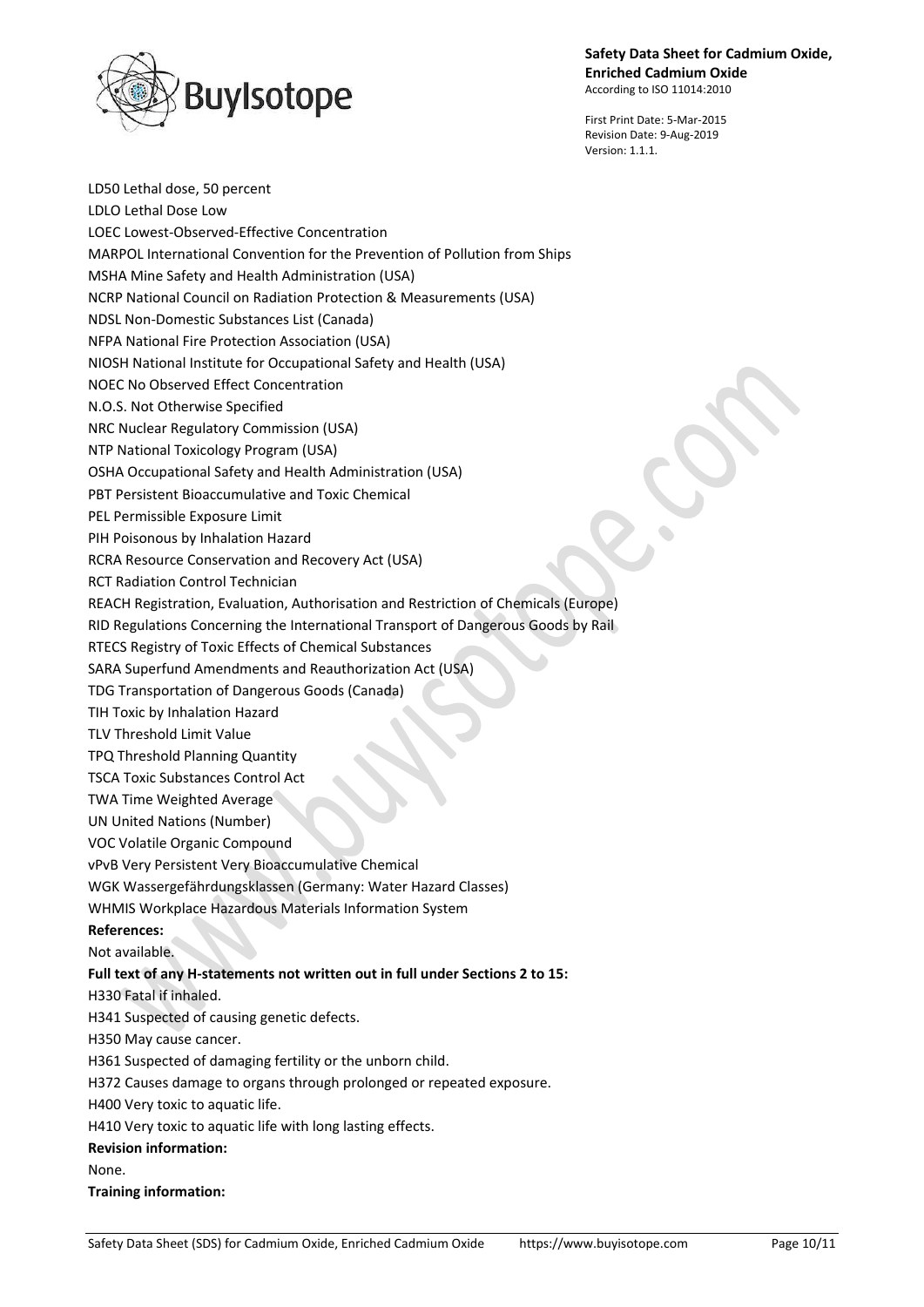LD50 Lethal dose, 50 percent

LDLO Lethal Dose Low

LOEC Lowest-Observed-Effective Concentration

MARPOL International Convention for the Prevention of Pollution from Ships

MSHA Mine Safety and Health Administration (USA)

NCRP National Council on Radiation Protection & Measurements (USA)

NDSL Non-Domestic Substances List (Canada)

NFPA National Fire Protection Association (USA)

NIOSH National Institute for Occupational Safety and Health (USA)

NOEC No Observed Effect Concentration

N.O.S. Not Otherwise Specified

NRC Nuclear Regulatory Commission (USA)

NTP National Toxicology Program (USA)

OSHA Occupational Safety and Health Administration (USA)

PBT Persistent Bioaccumulative and Toxic Chemical

PEL Permissible Exposure Limit

PIH Poisonous by Inhalation Hazard

RCRA Resource Conservation and Recovery Act (USA)

RCT Radiation Control Technician

REACH Registration, Evaluation, Authorisation and Restriction of Chemicals (Europe)

RID Regulations Concerning the International Transport of Dangerous Goods by Rail

RTECS Registry of Toxic Effects of Chemical Substances

SARA Superfund Amendments and Reauthorization Act (USA)

TDG Transportation of Dangerous Goods (Canada)

TIH Toxic by Inhalation Hazard

TLV Threshold Limit Value

TPQ Threshold Planning Quantity

TSCA Toxic Substances Control Act

TWA Time Weighted Average

UN United Nations (Number)

VOC Volatile Organic Compound

vPvB Very Persistent Very Bioaccumulative Chemical

WGK Wassergefährdungsklassen (Germany: Water Hazard Classes)

WHMIS Workplace Hazardous Materials Information System

**References:**

Not available.

**Full text of any H-statements not written out in full under Sections 2 to 15:**

H330 Fatal if inhaled.

H341 Suspected of causing genetic defects.

H350 May cause cancer.

H361 Suspected of damaging fertility or the unborn child.

H372 Causes damage to organs through prolonged or repeated exposure.

H400 Very toxic to aquatic life.

H410 Very toxic to aquatic life with long lasting effects.

**Revision information:**

None.

**Training information:**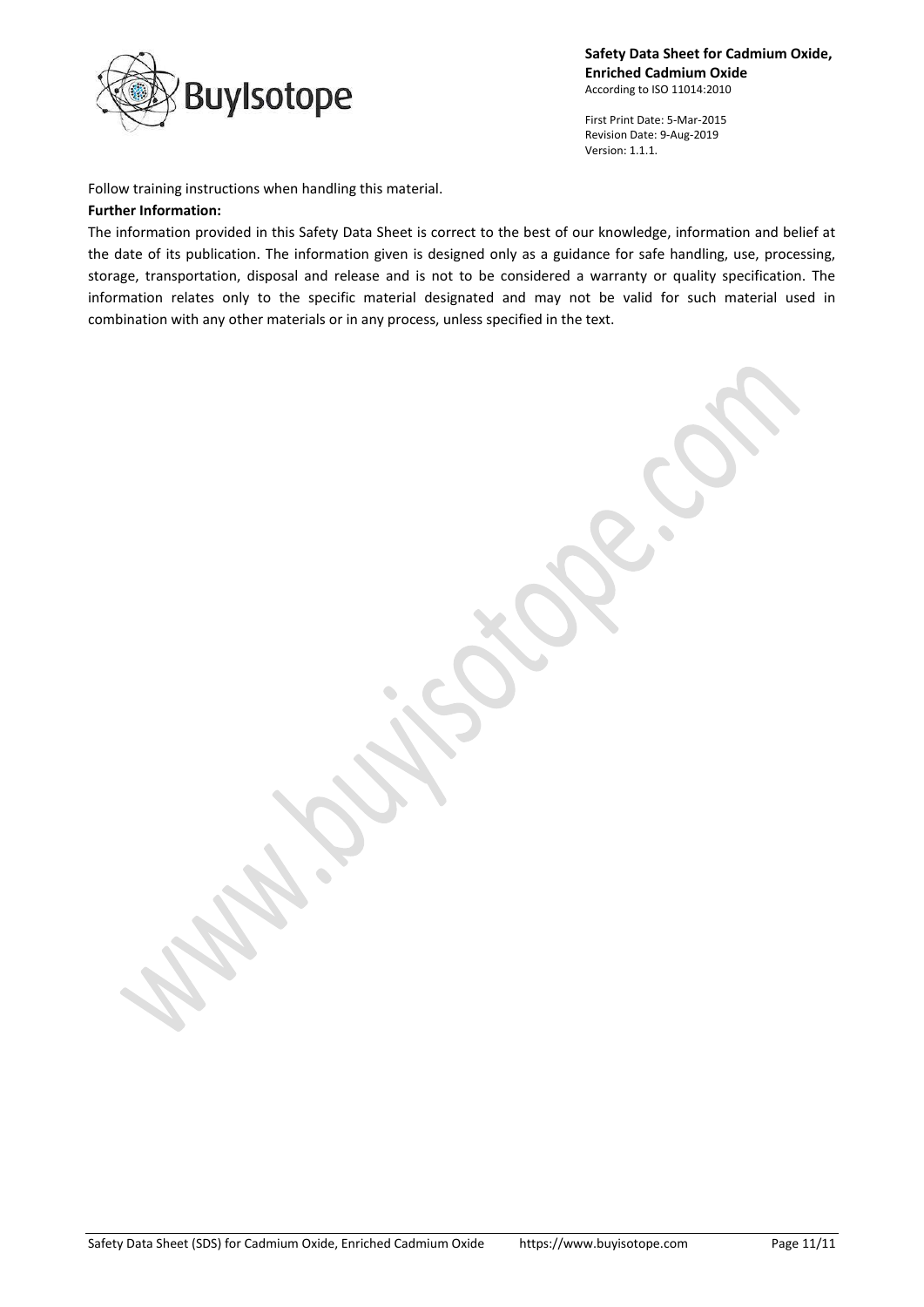Follow training instructions when handling this material.

**Further Information:**

The information provided in this Safety Data Sheet is correct to the best of our knowledge, information and belief at the date of its publication. The information given is designed only as a guidance for safe handling, use, processing, storage, transportation, disposal and release and is not to be considered a warranty or quality specification. The information relates only to the specific material designated and may not be valid for such material used in combination with any other materials or in any process, unless specified in the text.